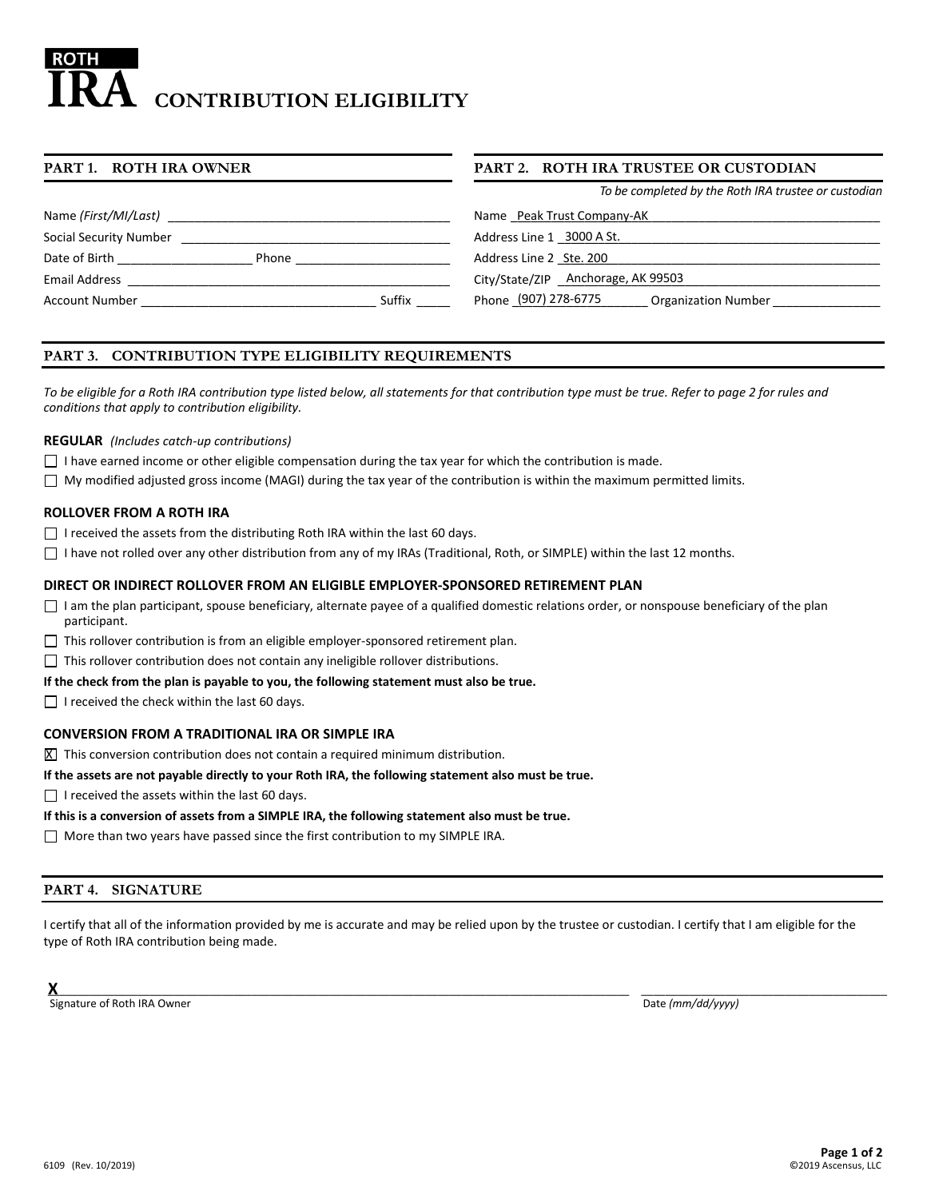# ROTH IRA CONTRIBUTION ELIGIBILITY

## PART 1. ROTH IRA OWNER

Name *(First/MI/Last)* ___________________________

Social Security Number ___________________________

Date of Birth ___________________ Phone ___________________

Email Address ___________________________

Account Number ___________________________ Suffix _____

## PART 2. ROTH IRA TRUSTEE OR CUSTODIAN

*To be completed by the Roth IRA trustee or custodian*

Name Peak Trust Company-AK

Address Line 1 3000 A St.

Address Line 2 Ste. 200

City/State/ZIP Anchorage, AK 99503

Phone (907) 278-6775 Organization Number ________________

## PART 3. CONTRIBUTION TYPE ELIGIBILITY REQUIREMENTS

*To be eligible for a Roth IRA contribution type listed below, all statements for that contribution type must be true. Refer to page 2 for rules and conditions that apply to contribution eligibility.*

**REGULAR** *(Includes catch-up contributions)*

- ☐ I have earned income or other eligible compensation during the tax year for which the contribution is made.
- ☐ My modified adjusted gross income (MAGI) during the tax year of the contribution is within the maximum permitted limits.

**ROLLOVER FROM A ROTH IRA**

- ☐ I received the assets from the distributing Roth IRA within the last 60 days.
- ☐ I have not rolled over any other distribution from any of my IRAs (Traditional, Roth, or SIMPLE) within the last 12 months.

**DIRECT OR INDIRECT ROLLOVER FROM AN ELIGIBLE EMPLOYER-SPONSORED RETIREMENT PLAN**

- ☐ I am the plan participant, spouse beneficiary, alternate payee of a qualified domestic relations order, or nonspouse beneficiary of the plan participant.
- ☐ This rollover contribution is from an eligible employer-sponsored retirement plan.
- ☐ This rollover contribution does not contain any ineligible rollover distributions.

**If the check from the plan is payable to you, the following statement must also be true.**

- ☐ I received the check within the last 60 days.

**CONVERSION FROM A TRADITIONAL IRA OR SIMPLE IRA**

- ☒ This conversion contribution does not contain a required minimum distribution.

**If the assets are not payable directly to your Roth IRA, the following statement also must be true.**

- ☐ I received the assets within the last 60 days.

**If this is a conversion of assets from a SIMPLE IRA, the following statement also must be true.**

- ☐ More than two years have passed since the first contribution to my SIMPLE IRA.

## PART 4. SIGNATURE

I certify that all of the information provided by me is accurate and may be relied upon by the trustee or custodian. I certify that I am eligible for the type of Roth IRA contribution being made.

**X** ___________________________________________ ___________________

Signature of Roth IRA Owner Date *(mm/dd/yyyy)*

6109 (Rev. 10/2019) ©2019 Ascensus, LLC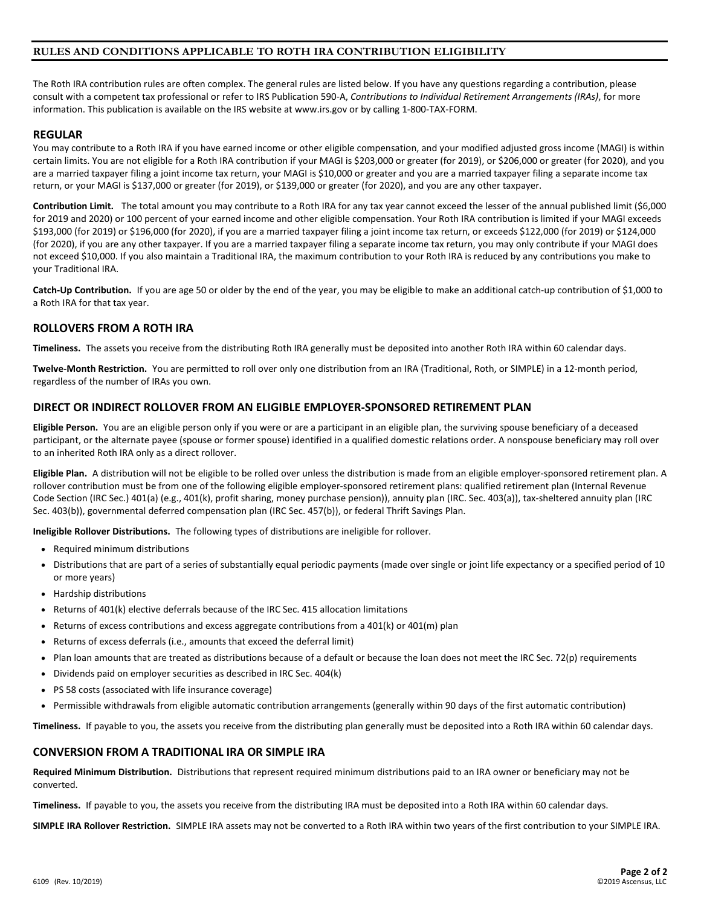## RULES AND CONDITIONS APPLICABLE TO ROTH IRA CONTRIBUTION ELIGIBILITY

The Roth IRA contribution rules are often complex. The general rules are listed below. If you have any questions regarding a contribution, please consult with a competent tax professional or refer to IRS Publication 590-A, *Contributions to Individual Retirement Arrangements (IRAs)*, for more information. This publication is available on the IRS website at www.irs.gov or by calling 1-800-TAX-FORM.

### REGULAR

You may contribute to a Roth IRA if you have earned income or other eligible compensation, and your modified adjusted gross income (MAGI) is within certain limits. You are not eligible for a Roth IRA contribution if your MAGI is $203,000 or greater (for 2019), or $206,000 or greater (for 2020), and you are a married taxpayer filing a joint income tax return, your MAGI is $10,000 or greater and you are a married taxpayer filing a separate income tax return, or your MAGI is $137,000 or greater (for 2019), or $139,000 or greater (for 2020), and you are any other taxpayer.

**Contribution Limit.** The total amount you may contribute to a Roth IRA for any tax year cannot exceed the lesser of the annual published limit ($6,000 for 2019 and 2020) or 100 percent of your earned income and other eligible compensation. Your Roth IRA contribution is limited if your MAGI exceeds $193,000 (for 2019) or $196,000 (for 2020), if you are a married taxpayer filing a joint income tax return, or exceeds $122,000 (for 2019) or $124,000 (for 2020), if you are any other taxpayer. If you are a married taxpayer filing a separate income tax return, you may only contribute if your MAGI does not exceed $10,000. If you also maintain a Traditional IRA, the maximum contribution to your Roth IRA is reduced by any contributions you make to your Traditional IRA.

**Catch-Up Contribution.** If you are age 50 or older by the end of the year, you may be eligible to make an additional catch-up contribution of $1,000 to a Roth IRA for that tax year.

### ROLLOVERS FROM A ROTH IRA

**Timeliness.** The assets you receive from the distributing Roth IRA generally must be deposited into another Roth IRA within 60 calendar days.

**Twelve-Month Restriction.** You are permitted to roll over only one distribution from an IRA (Traditional, Roth, or SIMPLE) in a 12-month period, regardless of the number of IRAs you own.

### DIRECT OR INDIRECT ROLLOVER FROM AN ELIGIBLE EMPLOYER-SPONSORED RETIREMENT PLAN

**Eligible Person.** You are an eligible person only if you were or are a participant in an eligible plan, the surviving spouse beneficiary of a deceased participant, or the alternate payee (spouse or former spouse) identified in a qualified domestic relations order. A nonspouse beneficiary may roll over to an inherited Roth IRA only as a direct rollover.

**Eligible Plan.** A distribution will not be eligible to be rolled over unless the distribution is made from an eligible employer-sponsored retirement plan. A rollover contribution must be from one of the following eligible employer-sponsored retirement plans: qualified retirement plan (Internal Revenue Code Section (IRC Sec.) 401(a) (e.g., 401(k), profit sharing, money purchase pension)), annuity plan (IRC. Sec. 403(a)), tax-sheltered annuity plan (IRC Sec. 403(b)), governmental deferred compensation plan (IRC Sec. 457(b)), or federal Thrift Savings Plan.

**Ineligible Rollover Distributions.** The following types of distributions are ineligible for rollover.

- Required minimum distributions
- Distributions that are part of a series of substantially equal periodic payments (made over single or joint life expectancy or a specified period of 10 or more years)
- Hardship distributions
- Returns of 401(k) elective deferrals because of the IRC Sec. 415 allocation limitations
- Returns of excess contributions and excess aggregate contributions from a 401(k) or 401(m) plan
- Returns of excess deferrals (i.e., amounts that exceed the deferral limit)
- Plan loan amounts that are treated as distributions because of a default or because the loan does not meet the IRC Sec. 72(p) requirements
- Dividends paid on employer securities as described in IRC Sec. 404(k)
- PS 58 costs (associated with life insurance coverage)
- Permissible withdrawals from eligible automatic contribution arrangements (generally within 90 days of the first automatic contribution)

**Timeliness.** If payable to you, the assets you receive from the distributing plan generally must be deposited into a Roth IRA within 60 calendar days.

### CONVERSION FROM A TRADITIONAL IRA OR SIMPLE IRA

**Required Minimum Distribution.** Distributions that represent required minimum distributions paid to an IRA owner or beneficiary may not be converted.

**Timeliness.** If payable to you, the assets you receive from the distributing IRA must be deposited into a Roth IRA within 60 calendar days.

**SIMPLE IRA Rollover Restriction.** SIMPLE IRA assets may not be converted to a Roth IRA within two years of the first contribution to your SIMPLE IRA.

6109 (Rev. 10/2019)

©2019 Ascensus, LLC